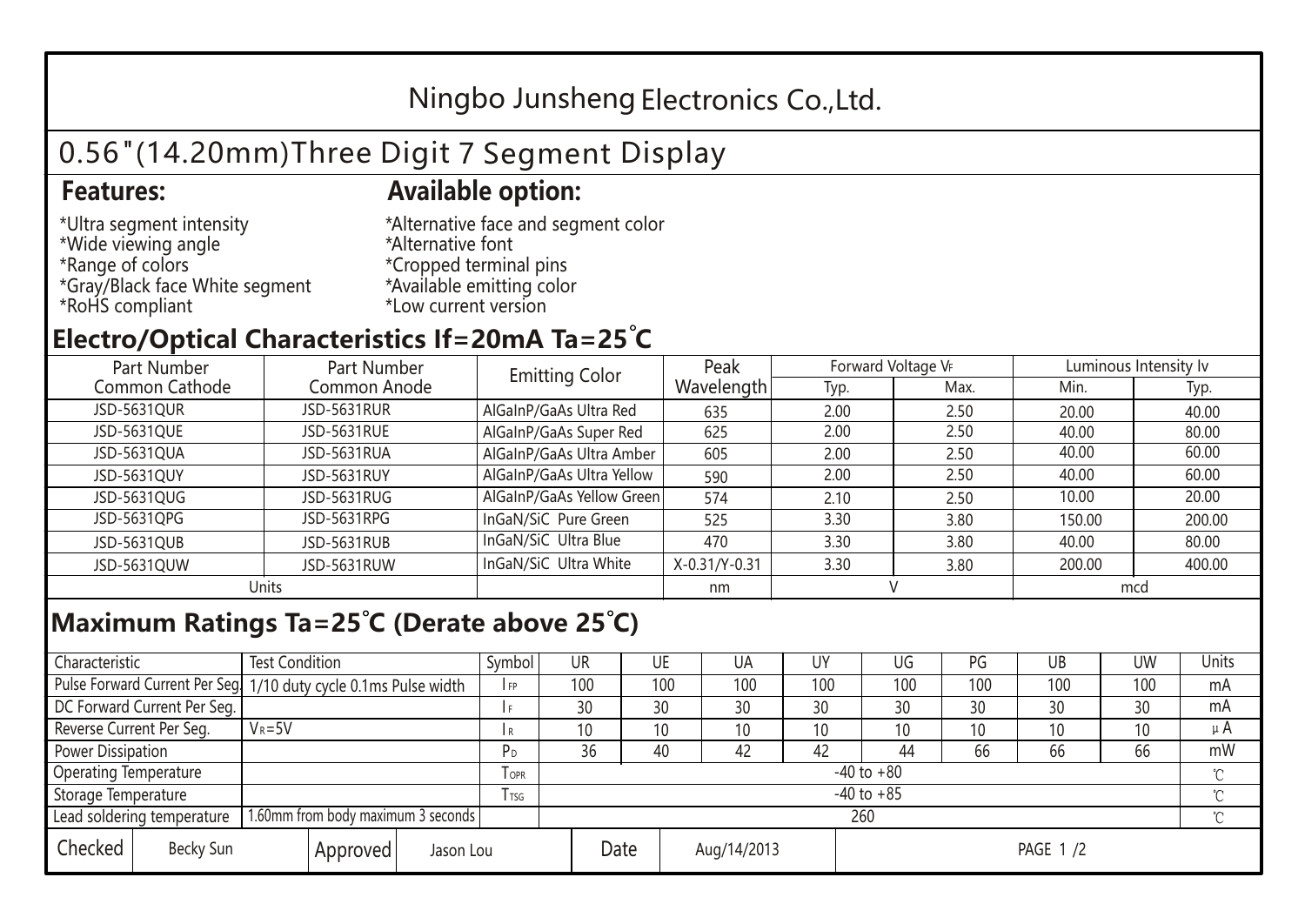# Ningbo Junsheng Electronics Co.,Ltd.

## 0.56"(14.20mm)Three Digit 7 Segment Display

### Features:

*Ultra segment intensity
*Wide viewing angle
*Range of colors
*Gray/Black face White segment
*RoHS compliant

### Available option:

*Alternative face and segment color
*Alternative font
*Cropped terminal pins
*Available emitting color
*Low current version

## Electro/Optical Characteristics If=20mA Ta=25°C

| Part Number Common Cathode | Part Number Common Anode | Emitting Color | Peak Wavelength | Forward Voltage $V_F$ | | Luminous Intensity Iv | |
|---|---|---|---|---|---|---|---|
| | | | | Typ. | Max. | Min. | Typ. |
| JSD-5631QUR | JSD-5631RUR | AlGaInP/GaAs Ultra Red | 635 | 2.00 | 2.50 | 20.00 | 40.00 |
| JSD-5631QUE | JSD-5631RUE | AlGaInP/GaAs Super Red | 625 | 2.00 | 2.50 | 40.00 | 80.00 |
| JSD-5631QUA | JSD-5631RUA | AlGaInP/GaAs Ultra Amber | 605 | 2.00 | 2.50 | 40.00 | 60.00 |
| JSD-5631QUY | JSD-5631RUY | AlGaInP/GaAs Ultra Yellow | 590 | 2.00 | 2.50 | 40.00 | 60.00 |
| JSD-5631QUG | JSD-5631RUG | AlGaInP/GaAs Yellow Green | 574 | 2.10 | 2.50 | 10.00 | 20.00 |
| JSD-5631QPG | JSD-5631RPG | InGaN/SiC Pure Green | 525 | 3.30 | 3.80 | 150.00 | 200.00 |
| JSD-5631QUB | JSD-5631RUB | InGaN/SiC Ultra Blue | 470 | 3.30 | 3.80 | 40.00 | 80.00 |
| JSD-5631QUW | JSD-5631RUW | InGaN/SiC Ultra White | X-0.31/Y-0.31 | 3.30 | 3.80 | 200.00 | 400.00 |
| Units | | | nm | V | | mcd | |

## Maximum Ratings Ta=25°C (Derate above 25°C)

| Characteristic | Test Condition | Symbol | UR | UE | UA | UY | UG | PG | UB | UW | Units |
|---|---|---|---|---|---|---|---|---|---|---|---|
| Pulse Forward Current Per Seg. | 1/10 duty cycle 0.1ms Pulse width | $I_{FP}$ | 100 | 100 | 100 | 100 | 100 | 100 | 100 | 100 | mA |
| DC Forward Current Per Seg. | | $I_F$ | 30 | 30 | 30 | 30 | 30 | 30 | 30 | 30 | mA |
| Reverse Current Per Seg. | $V_R$=5V | $I_R$ | 10 | 10 | 10 | 10 | 10 | 10 | 10 | 10 | μA |
| Power Dissipation | | $P_D$ | 36 | 40 | 42 | 42 | 44 | 66 | 66 | 66 | mW |
| Operating Temperature | | $T_{OPR}$ | -40 to +80 | | | | | | | | ℃ |
| Storage Temperature | | $T_{TSG}$ | -40 to +85 | | | | | | | | ℃ |
| Lead soldering temperature | 1.60mm from body maximum 3 seconds | | 260 | | | | | | | | ℃ |

| Checked | Becky Sun | Approved | Jason Lou | Date | Aug/14/2013 |
|---|---|---|---|---|---|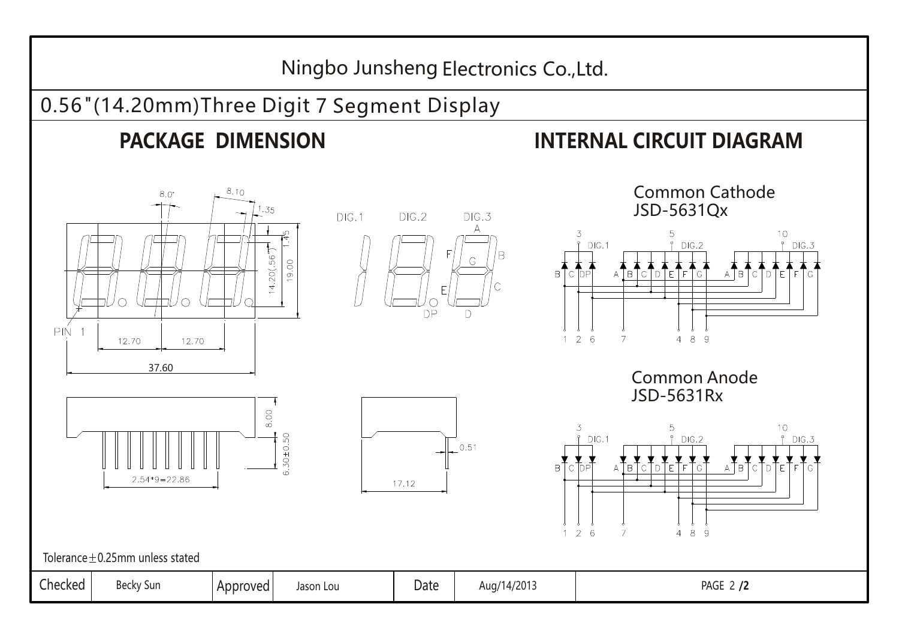Ningbo Junsheng Electronics Co.,Ltd.

0.56"(14.20mm)Three Digit 7 Segment Display

## PACKAGE DIMENSION

8.0°
8.10
1.35
1.45
14.20(.56")
19.00
PIN 1
12.70
12.70
37.60
DIG.1
DIG.2
DIG.3
A
F
B
G
E
C
DP
D
8.00
6.30±0.50
2.54*9=22.86
0.51
17.12

## INTERNAL CIRCUIT DIAGRAM

Common Cathode
JSD-5631Qx

3 DIG.1
5 DIG.2
10 DIG.3
B C DP A B C D E F G A B C D E F G
1 2 6 7 4 8 9

Common Anode
JSD-5631Rx

3 DIG.1
5 DIG.2
10 DIG.3
B C DP A B C D E F G A B C D E F G
1 2 6 7 4 8 9

Tolerance ± 0.25mm unless stated

| | | | | | |
|---|---|---|---|---|---|
| Checked | Becky Sun | Approved | Jason Lou | Date | Aug/14/2013 |